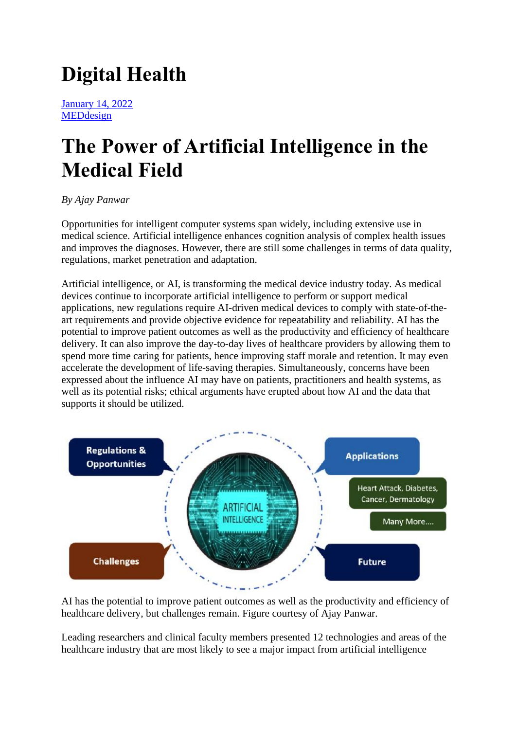# Digital Health

January 14, 2022
MEDdesign

# The Power of Artificial Intelligence in the Medical Field

*By Ajay Panwar*

Opportunities for intelligent computer systems span widely, including extensive use in medical science. Artificial intelligence enhances cognition analysis of complex health issues and improves the diagnoses. However, there are still some challenges in terms of data quality, regulations, market penetration and adaptation.

Artificial intelligence, or AI, is transforming the medical device industry today. As medical devices continue to incorporate artificial intelligence to perform or support medical applications, new regulations require AI-driven medical devices to comply with state-of-the-art requirements and provide objective evidence for repeatability and reliability. AI has the potential to improve patient outcomes as well as the productivity and efficiency of healthcare delivery. It can also improve the day-to-day lives of healthcare providers by allowing them to spend more time caring for patients, hence improving staff morale and retention. It may even accelerate the development of life-saving therapies. Simultaneously, concerns have been expressed about the influence AI may have on patients, practitioners and health systems, as well as its potential risks; ethical arguments have erupted about how AI and the data that supports it should be utilized.

AI has the potential to improve patient outcomes as well as the productivity and efficiency of healthcare delivery, but challenges remain. Figure courtesy of Ajay Panwar.

Leading researchers and clinical faculty members presented 12 technologies and areas of the healthcare industry that are most likely to see a major impact from artificial intelligence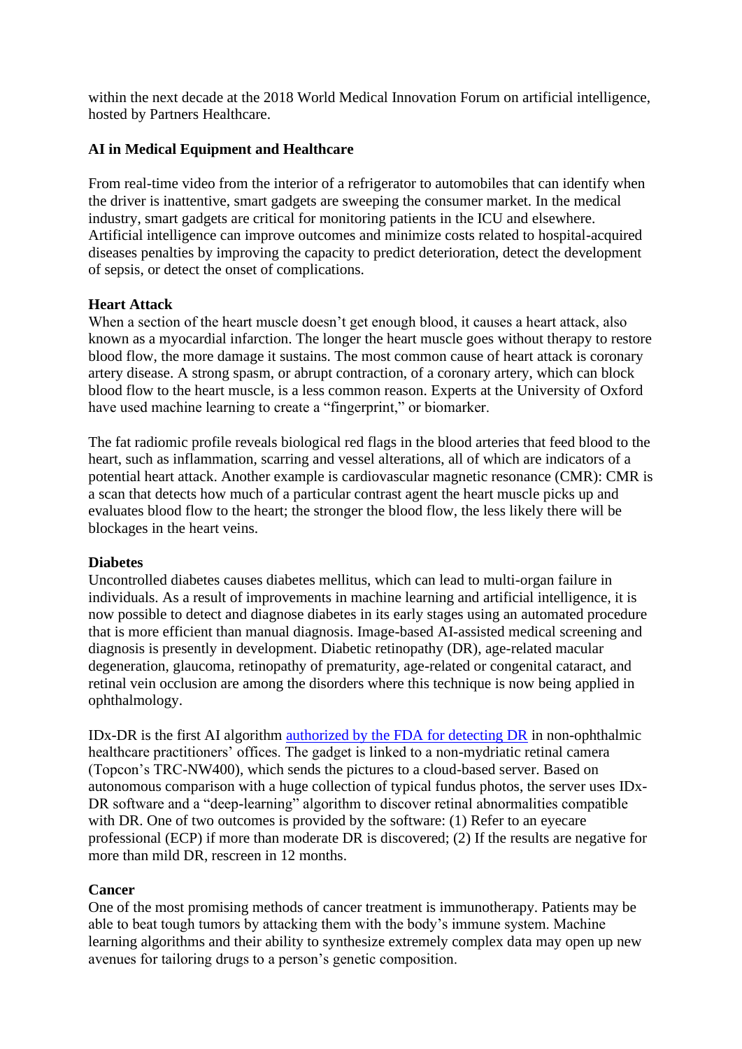within the next decade at the 2018 World Medical Innovation Forum on artificial intelligence, hosted by Partners Healthcare.

**AI in Medical Equipment and Healthcare**

From real-time video from the interior of a refrigerator to automobiles that can identify when the driver is inattentive, smart gadgets are sweeping the consumer market. In the medical industry, smart gadgets are critical for monitoring patients in the ICU and elsewhere. Artificial intelligence can improve outcomes and minimize costs related to hospital-acquired diseases penalties by improving the capacity to predict deterioration, detect the development of sepsis, or detect the onset of complications.

**Heart Attack**

When a section of the heart muscle doesn't get enough blood, it causes a heart attack, also known as a myocardial infarction. The longer the heart muscle goes without therapy to restore blood flow, the more damage it sustains. The most common cause of heart attack is coronary artery disease. A strong spasm, or abrupt contraction, of a coronary artery, which can block blood flow to the heart muscle, is a less common reason. Experts at the University of Oxford have used machine learning to create a "fingerprint," or biomarker.

The fat radiomic profile reveals biological red flags in the blood arteries that feed blood to the heart, such as inflammation, scarring and vessel alterations, all of which are indicators of a potential heart attack. Another example is cardiovascular magnetic resonance (CMR): CMR is a scan that detects how much of a particular contrast agent the heart muscle picks up and evaluates blood flow to the heart; the stronger the blood flow, the less likely there will be blockages in the heart veins.

**Diabetes**

Uncontrolled diabetes causes diabetes mellitus, which can lead to multi-organ failure in individuals. As a result of improvements in machine learning and artificial intelligence, it is now possible to detect and diagnose diabetes in its early stages using an automated procedure that is more efficient than manual diagnosis. Image-based AI-assisted medical screening and diagnosis is presently in development. Diabetic retinopathy (DR), age-related macular degeneration, glaucoma, retinopathy of prematurity, age-related or congenital cataract, and retinal vein occlusion are among the disorders where this technique is now being applied in ophthalmology.

IDx-DR is the first AI algorithm [authorized by the FDA for detecting DR] in non-ophthalmic healthcare practitioners' offices. The gadget is linked to a non-mydriatic retinal camera (Topcon's TRC-NW400), which sends the pictures to a cloud-based server. Based on autonomous comparison with a huge collection of typical fundus photos, the server uses IDx-DR software and a "deep-learning" algorithm to discover retinal abnormalities compatible with DR. One of two outcomes is provided by the software: (1) Refer to an eyecare professional (ECP) if more than moderate DR is discovered; (2) If the results are negative for more than mild DR, rescreen in 12 months.

**Cancer**

One of the most promising methods of cancer treatment is immunotherapy. Patients may be able to beat tough tumors by attacking them with the body's immune system. Machine learning algorithms and their ability to synthesize extremely complex data may open up new avenues for tailoring drugs to a person's genetic composition.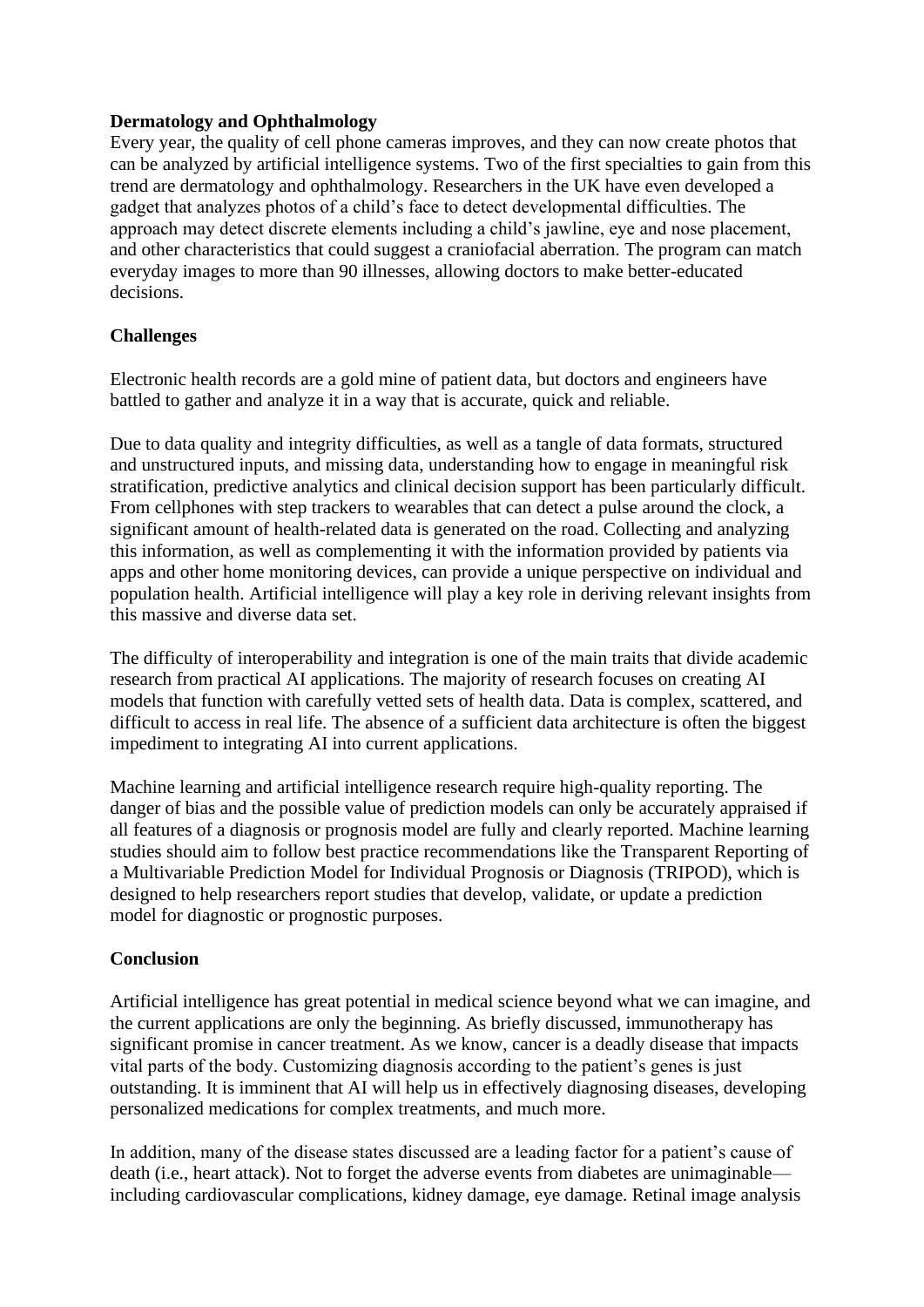**Dermatology and Ophthalmology**

Every year, the quality of cell phone cameras improves, and they can now create photos that can be analyzed by artificial intelligence systems. Two of the first specialties to gain from this trend are dermatology and ophthalmology. Researchers in the UK have even developed a gadget that analyzes photos of a child's face to detect developmental difficulties. The approach may detect discrete elements including a child's jawline, eye and nose placement, and other characteristics that could suggest a craniofacial aberration. The program can match everyday images to more than 90 illnesses, allowing doctors to make better-educated decisions.

**Challenges**

Electronic health records are a gold mine of patient data, but doctors and engineers have battled to gather and analyze it in a way that is accurate, quick and reliable.

Due to data quality and integrity difficulties, as well as a tangle of data formats, structured and unstructured inputs, and missing data, understanding how to engage in meaningful risk stratification, predictive analytics and clinical decision support has been particularly difficult. From cellphones with step trackers to wearables that can detect a pulse around the clock, a significant amount of health-related data is generated on the road. Collecting and analyzing this information, as well as complementing it with the information provided by patients via apps and other home monitoring devices, can provide a unique perspective on individual and population health. Artificial intelligence will play a key role in deriving relevant insights from this massive and diverse data set.

The difficulty of interoperability and integration is one of the main traits that divide academic research from practical AI applications. The majority of research focuses on creating AI models that function with carefully vetted sets of health data. Data is complex, scattered, and difficult to access in real life. The absence of a sufficient data architecture is often the biggest impediment to integrating AI into current applications.

Machine learning and artificial intelligence research require high-quality reporting. The danger of bias and the possible value of prediction models can only be accurately appraised if all features of a diagnosis or prognosis model are fully and clearly reported. Machine learning studies should aim to follow best practice recommendations like the Transparent Reporting of a Multivariable Prediction Model for Individual Prognosis or Diagnosis (TRIPOD), which is designed to help researchers report studies that develop, validate, or update a prediction model for diagnostic or prognostic purposes.

**Conclusion**

Artificial intelligence has great potential in medical science beyond what we can imagine, and the current applications are only the beginning. As briefly discussed, immunotherapy has significant promise in cancer treatment. As we know, cancer is a deadly disease that impacts vital parts of the body. Customizing diagnosis according to the patient's genes is just outstanding. It is imminent that AI will help us in effectively diagnosing diseases, developing personalized medications for complex treatments, and much more.

In addition, many of the disease states discussed are a leading factor for a patient's cause of death (i.e., heart attack). Not to forget the adverse events from diabetes are unimaginable—including cardiovascular complications, kidney damage, eye damage. Retinal image analysis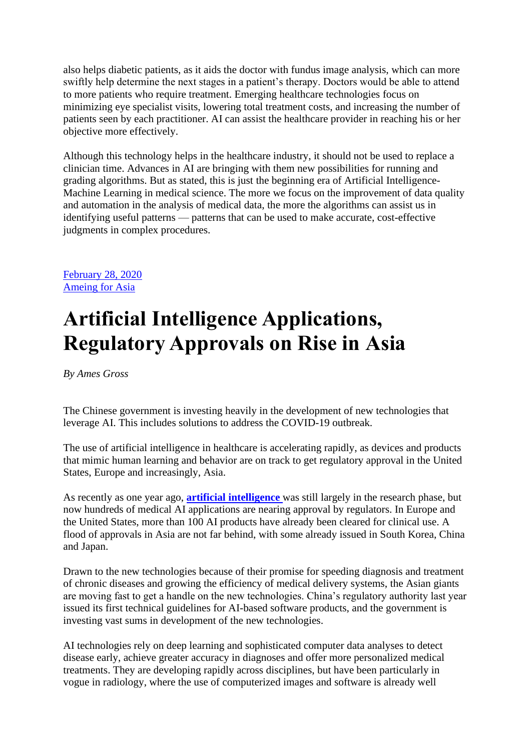also helps diabetic patients, as it aids the doctor with fundus image analysis, which can more swiftly help determine the next stages in a patient's therapy. Doctors would be able to attend to more patients who require treatment. Emerging healthcare technologies focus on minimizing eye specialist visits, lowering total treatment costs, and increasing the number of patients seen by each practitioner. AI can assist the healthcare provider in reaching his or her objective more effectively.

Although this technology helps in the healthcare industry, it should not be used to replace a clinician time. Advances in AI are bringing with them new possibilities for running and grading algorithms. But as stated, this is just the beginning era of Artificial Intelligence-Machine Learning in medical science. The more we focus on the improvement of data quality and automation in the analysis of medical data, the more the algorithms can assist us in identifying useful patterns — patterns that can be used to make accurate, cost-effective judgments in complex procedures.

February 28, 2020
Ameing for Asia

# Artificial Intelligence Applications, Regulatory Approvals on Rise in Asia

*By Ames Gross*

The Chinese government is investing heavily in the development of new technologies that leverage AI. This includes solutions to address the COVID-19 outbreak.

The use of artificial intelligence in healthcare is accelerating rapidly, as devices and products that mimic human learning and behavior are on track to get regulatory approval in the United States, Europe and increasingly, Asia.

As recently as one year ago, **artificial intelligence** was still largely in the research phase, but now hundreds of medical AI applications are nearing approval by regulators. In Europe and the United States, more than 100 AI products have already been cleared for clinical use. A flood of approvals in Asia are not far behind, with some already issued in South Korea, China and Japan.

Drawn to the new technologies because of their promise for speeding diagnosis and treatment of chronic diseases and growing the efficiency of medical delivery systems, the Asian giants are moving fast to get a handle on the new technologies. China's regulatory authority last year issued its first technical guidelines for AI-based software products, and the government is investing vast sums in development of the new technologies.

AI technologies rely on deep learning and sophisticated computer data analyses to detect disease early, achieve greater accuracy in diagnoses and offer more personalized medical treatments. They are developing rapidly across disciplines, but have been particularly in vogue in radiology, where the use of computerized images and software is already well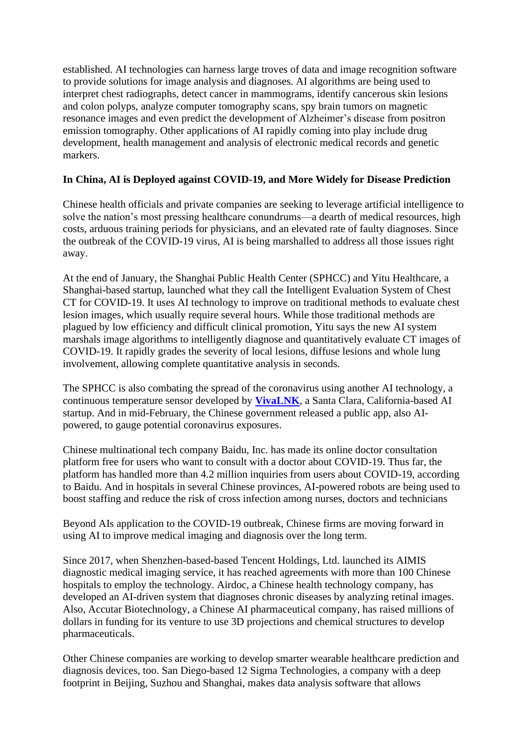established. AI technologies can harness large troves of data and image recognition software to provide solutions for image analysis and diagnoses. AI algorithms are being used to interpret chest radiographs, detect cancer in mammograms, identify cancerous skin lesions and colon polyps, analyze computer tomography scans, spy brain tumors on magnetic resonance images and even predict the development of Alzheimer's disease from positron emission tomography. Other applications of AI rapidly coming into play include drug development, health management and analysis of electronic medical records and genetic markers.

**In China, AI is Deployed against COVID-19, and More Widely for Disease Prediction**

Chinese health officials and private companies are seeking to leverage artificial intelligence to solve the nation's most pressing healthcare conundrums—a dearth of medical resources, high costs, arduous training periods for physicians, and an elevated rate of faulty diagnoses. Since the outbreak of the COVID-19 virus, AI is being marshalled to address all those issues right away.

At the end of January, the Shanghai Public Health Center (SPHCC) and Yitu Healthcare, a Shanghai-based startup, launched what they call the Intelligent Evaluation System of Chest CT for COVID-19. It uses AI technology to improve on traditional methods to evaluate chest lesion images, which usually require several hours. While those traditional methods are plagued by low efficiency and difficult clinical promotion, Yitu says the new AI system marshals image algorithms to intelligently diagnose and quantitatively evaluate CT images of COVID-19. It rapidly grades the severity of local lesions, diffuse lesions and whole lung involvement, allowing complete quantitative analysis in seconds.

The SPHCC is also combating the spread of the coronavirus using another AI technology, a continuous temperature sensor developed by **VivaLNK**, a Santa Clara, California-based AI startup. And in mid-February, the Chinese government released a public app, also AI-powered, to gauge potential coronavirus exposures.

Chinese multinational tech company Baidu, Inc. has made its online doctor consultation platform free for users who want to consult with a doctor about COVID-19. Thus far, the platform has handled more than 4.2 million inquiries from users about COVID-19, according to Baidu. And in hospitals in several Chinese provinces, AI-powered robots are being used to boost staffing and reduce the risk of cross infection among nurses, doctors and technicians

Beyond AIs application to the COVID-19 outbreak, Chinese firms are moving forward in using AI to improve medical imaging and diagnosis over the long term.

Since 2017, when Shenzhen-based-based Tencent Holdings, Ltd. launched its AIMIS diagnostic medical imaging service, it has reached agreements with more than 100 Chinese hospitals to employ the technology. Airdoc, a Chinese health technology company, has developed an AI-driven system that diagnoses chronic diseases by analyzing retinal images. Also, Accutar Biotechnology, a Chinese AI pharmaceutical company, has raised millions of dollars in funding for its venture to use 3D projections and chemical structures to develop pharmaceuticals.

Other Chinese companies are working to develop smarter wearable healthcare prediction and diagnosis devices, too. San Diego-based 12 Sigma Technologies, a company with a deep footprint in Beijing, Suzhou and Shanghai, makes data analysis software that allows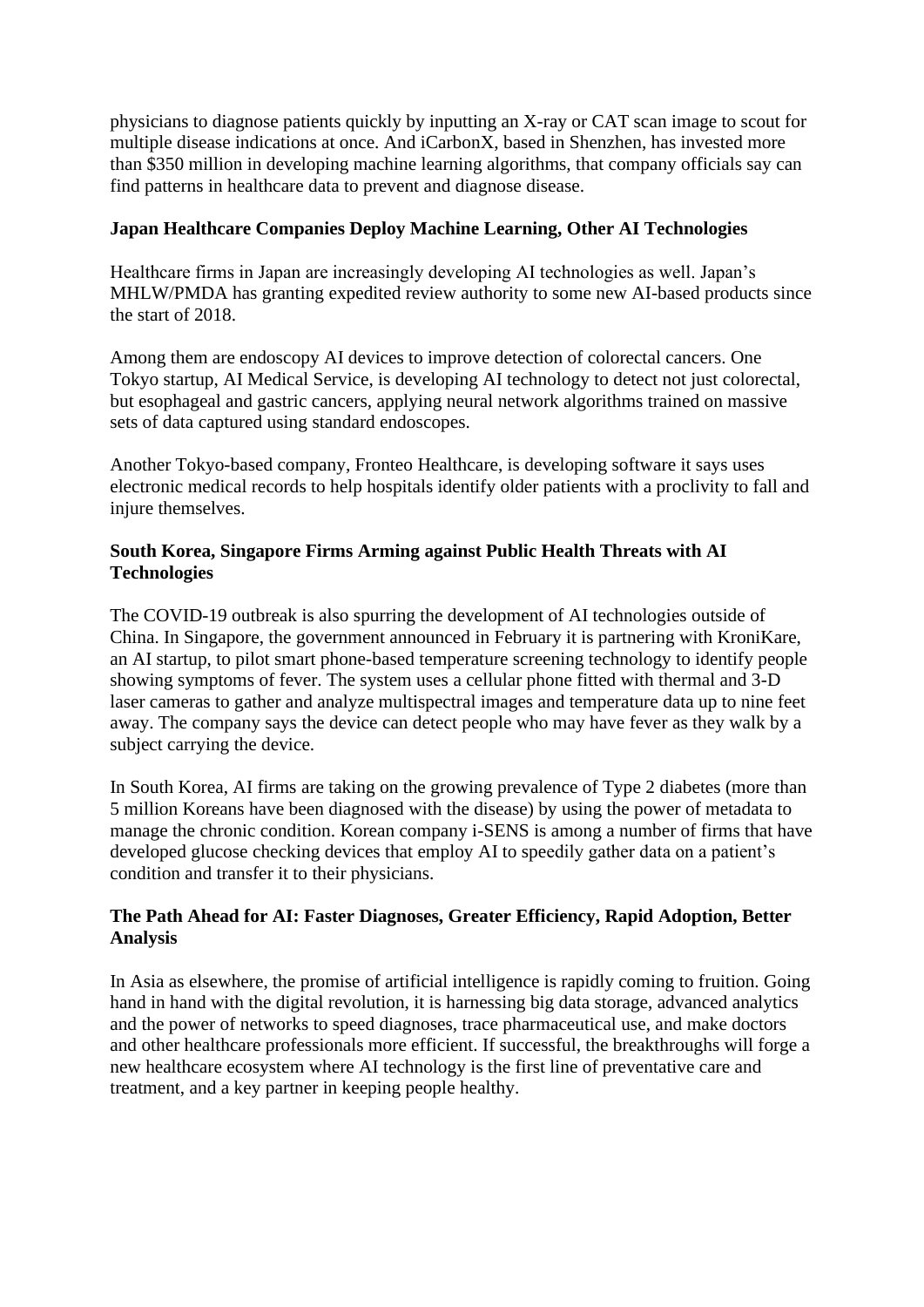physicians to diagnose patients quickly by inputting an X-ray or CAT scan image to scout for multiple disease indications at once. And iCarbonX, based in Shenzhen, has invested more than $350 million in developing machine learning algorithms, that company officials say can find patterns in healthcare data to prevent and diagnose disease.

**Japan Healthcare Companies Deploy Machine Learning, Other AI Technologies**

Healthcare firms in Japan are increasingly developing AI technologies as well. Japan's MHLW/PMDA has granting expedited review authority to some new AI-based products since the start of 2018.

Among them are endoscopy AI devices to improve detection of colorectal cancers. One Tokyo startup, AI Medical Service, is developing AI technology to detect not just colorectal, but esophageal and gastric cancers, applying neural network algorithms trained on massive sets of data captured using standard endoscopes.

Another Tokyo-based company, Fronteo Healthcare, is developing software it says uses electronic medical records to help hospitals identify older patients with a proclivity to fall and injure themselves.

**South Korea, Singapore Firms Arming against Public Health Threats with AI Technologies**

The COVID-19 outbreak is also spurring the development of AI technologies outside of China. In Singapore, the government announced in February it is partnering with KroniKare, an AI startup, to pilot smart phone-based temperature screening technology to identify people showing symptoms of fever. The system uses a cellular phone fitted with thermal and 3-D laser cameras to gather and analyze multispectral images and temperature data up to nine feet away. The company says the device can detect people who may have fever as they walk by a subject carrying the device.

In South Korea, AI firms are taking on the growing prevalence of Type 2 diabetes (more than 5 million Koreans have been diagnosed with the disease) by using the power of metadata to manage the chronic condition. Korean company i-SENS is among a number of firms that have developed glucose checking devices that employ AI to speedily gather data on a patient's condition and transfer it to their physicians.

**The Path Ahead for AI: Faster Diagnoses, Greater Efficiency, Rapid Adoption, Better Analysis**

In Asia as elsewhere, the promise of artificial intelligence is rapidly coming to fruition. Going hand in hand with the digital revolution, it is harnessing big data storage, advanced analytics and the power of networks to speed diagnoses, trace pharmaceutical use, and make doctors and other healthcare professionals more efficient. If successful, the breakthroughs will forge a new healthcare ecosystem where AI technology is the first line of preventative care and treatment, and a key partner in keeping people healthy.